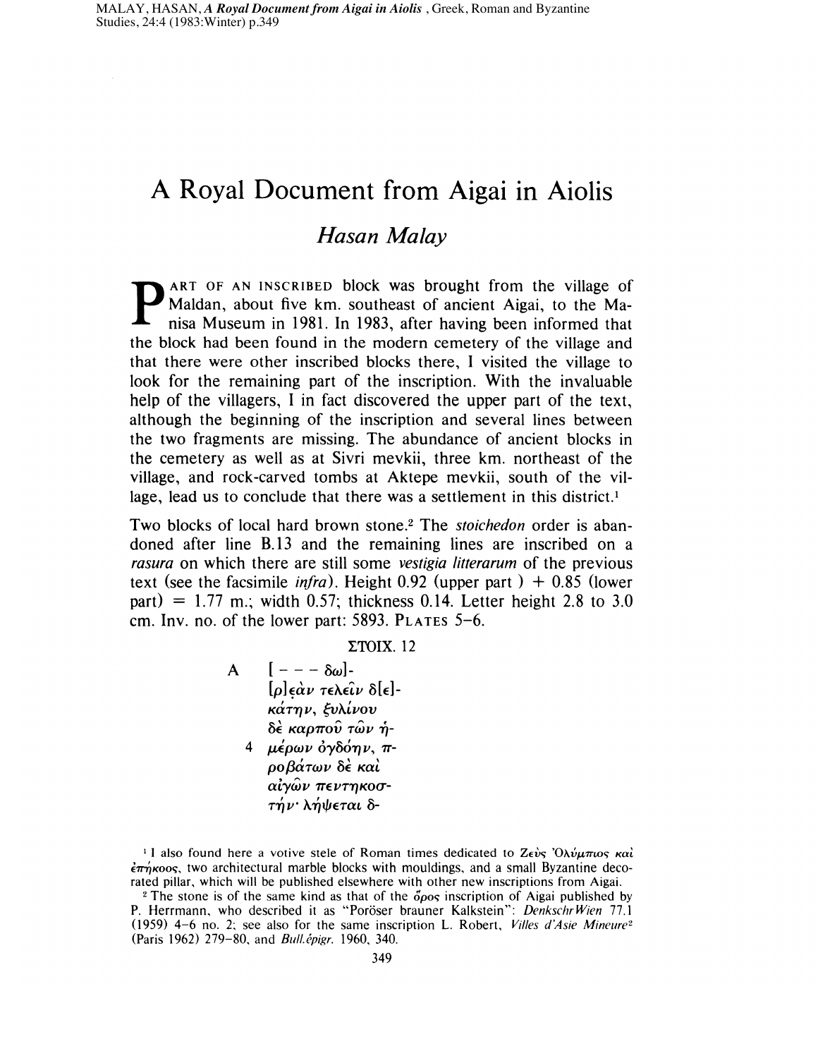# A Royal Document from Aigai in Aiolis

## *Hasan Malay*

PART OF AN INSCRIBED block was brought from the village of Maldan, about five km. southeast of ancient Aigai, to the Manisa Museum in 1981. In 1983, after having been informed that the block had been found in the modern cemetery of the village and that there were other inscribed blocks there, I visited the village to look for the remaining part of the inscription. With the invaluable help of the villagers, I in fact discovered the upper part of the text, although the beginning of the inscription and several lines between the two fragments are missing. The abundance of ancient blocks in the cemetery as well as at Sivri mevkii, three km. northeast of the village, and rock-carved tombs at Aktepe mevkii, south of the village, lead us to conclude that there was a settlement in this district.[1]

Two blocks of local hard brown stone.[2] The *stoichedon* order is abandoned after line B.13 and the remaining lines are inscribed on a *rasura* on which there are still some *vestigia litterarum* of the previous text (see the facsimile *infra*). Height 0.92 (upper part) + 0.85 (lower part) = 1.77 m.; width 0.57; thickness 0.14. Letter height 2.8 to 3.0 cm. Inv. no. of the lower part: 5893. PLATES 5–6.

ΣΤΟΙΧ. 12

A [- - - δω]-
[ρ]ε̣ὰν τελεῖν δ[ε]-
κάτην, ξυλίνου
δὲ καρποῦ τῶν ἡ-
4 μέρων ὀγδόην, π-
ροβάτων δὲ καὶ
αἰγῶν πεντηκοσ-
τήν· λήψεται δ-

[1] I also found here a votive stele of Roman times dedicated to Ζεὺς Ὀλύμπιος καὶ ἐπήκοος, two architectural marble blocks with mouldings, and a small Byzantine decorated pillar, which will be published elsewhere with other new inscriptions from Aigai.

[2] The stone is of the same kind as that of the ὅρος inscription of Aigai published by P. Herrmann, who described it as "Poröser brauner Kalkstein": *DenkschrWien* 77.1 (1959) 4–6 no. 2; see also for the same inscription L. Robert, *Villes d'Asie Mineure*[2] (Paris 1962) 279–80, and *Bull.épigr.* 1960, 340.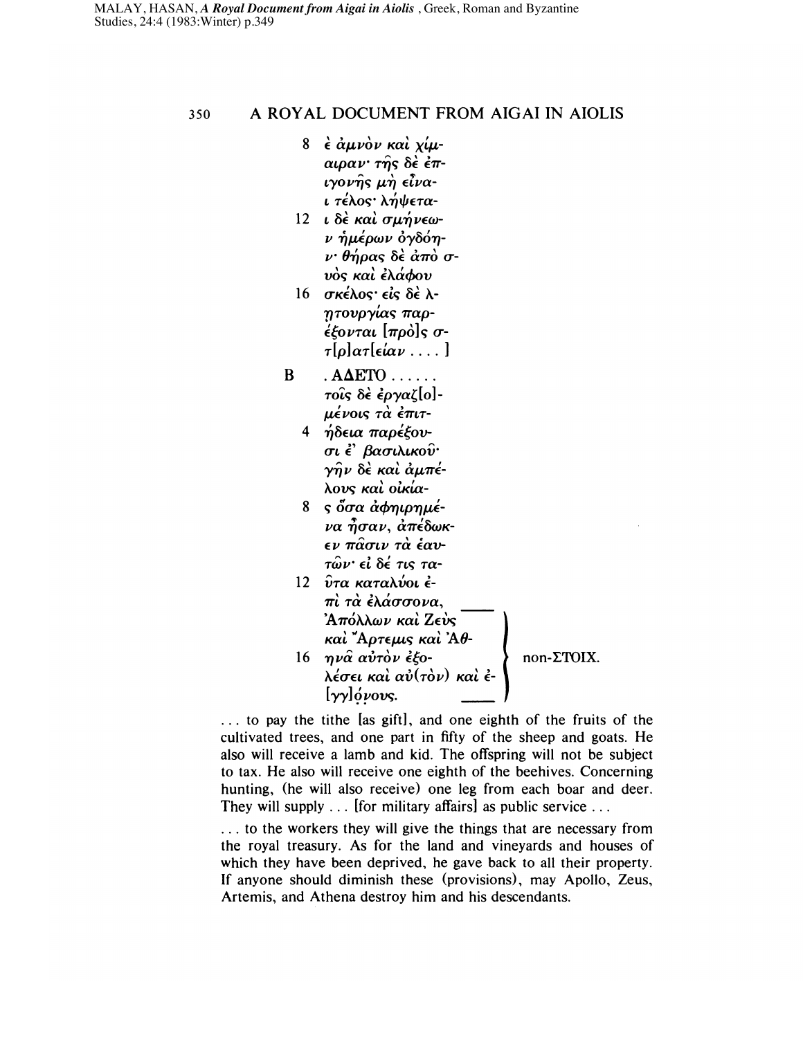8 ε ἀμνὸν καὶ χίμ-
αιραν· τῆς δὲ ἐπ-
ιγονῆς μὴ εἶνα-
ι τέλος· λήψετα-
12 ι δὲ καὶ σμήνεω-
ν ἡμέρων ὀγδόη-
ν· θήρας δὲ ἀπὸ σ-
υὸς καὶ ἐλάφου
16 σκέλος· εἰς δὲ λ-
ητουργίας παρ-
έξονται [πρὸ]ς σ-
τ[ρ]ατ[είαν . . . . ]

B . ΑΔΕΤΟ . . . . . .
τοῖς δὲ ἐργαζ[ο]-
μένοις τὰ ἐπιτ-
4 ήδεια παρέξου-
σι ἐ' βασιλικοῦ·
γῆν δὲ καὶ ἀμπέ-
λους καὶ οἰκία-
8 ς ὅσα ἀφηιρημέ-
να ἦσαν, ἀπέδωκ-
εν πᾶσιν τὰ ἑαυ-
τῶν· εἰ δέ τις τα-
12 ῦτα καταλύοι ἐ-
πὶ τὰ ἐλάσσονα,
Ἀπόλλων καὶ Ζεὺς
καὶ Ἄρτεμις καὶ Ἀθ-
16 ηνᾶ αὐτὸν ἐξο-
λέσει καὶ αὐ(τὸν) καὶ ἐ-
[γγ]ό̣ν̣ους.

(lines 13–18: non-ΣΤΟΙΧ.)

. . . to pay the tithe [as gift], and one eighth of the fruits of the cultivated trees, and one part in fifty of the sheep and goats. He also will receive a lamb and kid. The offspring will not be subject to tax. He also will receive one eighth of the beehives. Concerning hunting, (he will also receive) one leg from each boar and deer. They will supply . . . [for military affairs] as public service . . .

. . . to the workers they will give the things that are necessary from the royal treasury. As for the land and vineyards and houses of which they have been deprived, he gave back to all their property. If anyone should diminish these (provisions), may Apollo, Zeus, Artemis, and Athena destroy him and his descendants.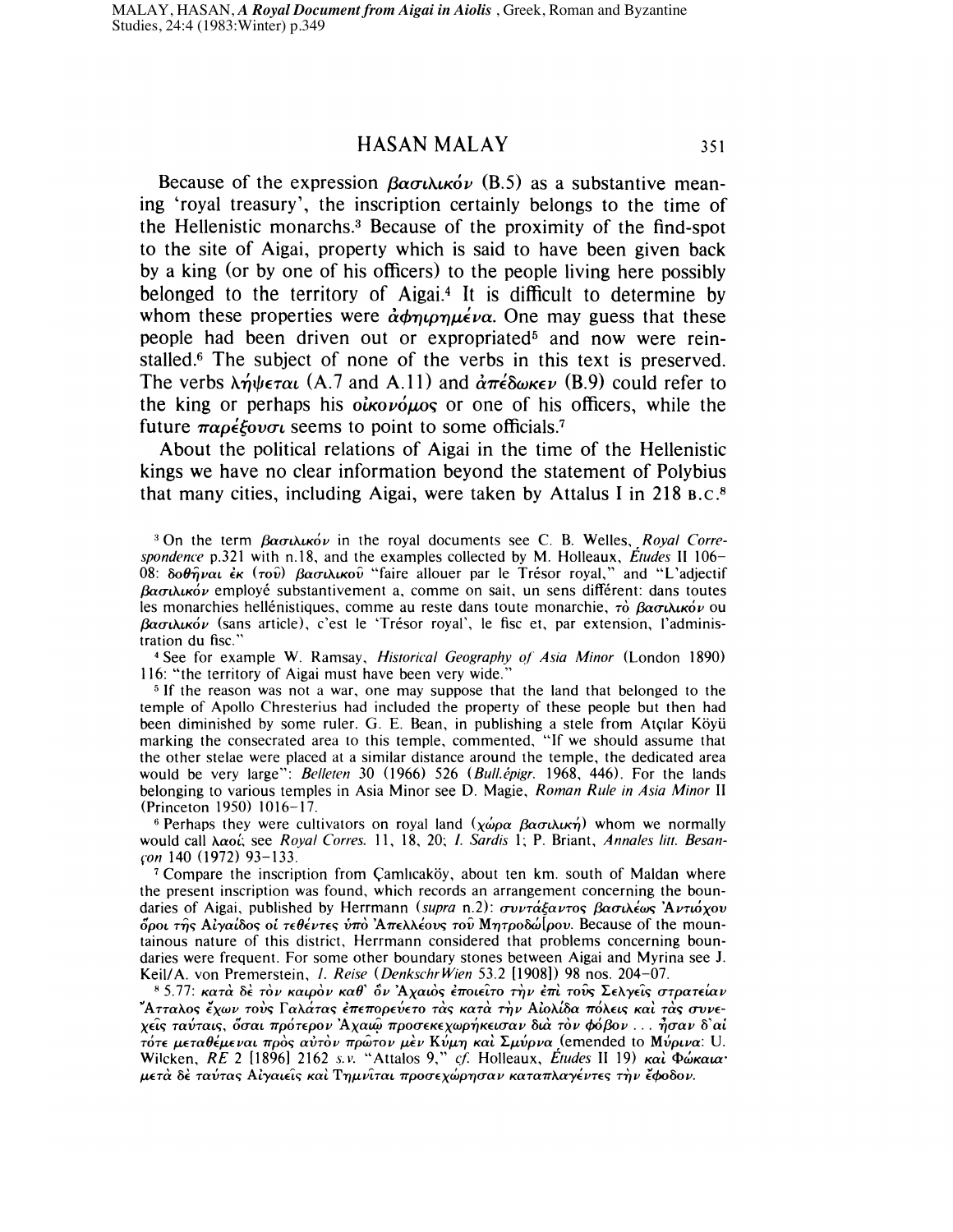Because of the expression βασιλικόν (B.5) as a substantive meaning 'royal treasury', the inscription certainly belongs to the time of the Hellenistic monarchs.[3] Because of the proximity of the find-spot to the site of Aigai, property which is said to have been given back by a king (or by one of his officers) to the people living here possibly belonged to the territory of Aigai.[4] It is difficult to determine by whom these properties were ἀφηιρημένα. One may guess that these people had been driven out or expropriated[5] and now were reinstalled.[6] The subject of none of the verbs in this text is preserved. The verbs λήψεται (A.7 and A.11) and ἀπέδωκεν (B.9) could refer to the king or perhaps his οἰκονόμος or one of his officers, while the future παρέξουσι seems to point to some officials.[7]

About the political relations of Aigai in the time of the Hellenistic kings we have no clear information beyond the statement of Polybius that many cities, including Aigai, were taken by Attalus I in 218 B.C.[8]

[3] On the term βασιλικόν in the royal documents see C. B. Welles, *Royal Correspondence* p.321 with n.18, and the examples collected by M. Holleaux, *Études* II 106–08: δοθῆναι ἐκ (τοῦ) βασιλικοῦ "faire allouer par le Trésor royal," and "L'adjectif βασιλικόν employé substantivement a, comme on sait, un sens différent: dans toutes les monarchies hellénistiques, comme au reste dans toute monarchie, τὸ βασιλικόν ou βασιλικόν (sans article), c'est le 'Trésor royal', le fisc et, par extension, l'administration du fisc."

[4] See for example W. Ramsay, *Historical Geography of Asia Minor* (London 1890) 116: "the territory of Aigai must have been very wide."

[5] If the reason was not a war, one may suppose that the land that belonged to the temple of Apollo Chresterius had included the property of these people but then had been diminished by some ruler. G. E. Bean, in publishing a stele from Atçılar Köyü marking the consecrated area to this temple, commented, "If we should assume that the other stelae were placed at a similar distance around the temple, the dedicated area would be very large": *Belleten* 30 (1966) 526 (*Bull.épigr.* 1968, 446). For the lands belonging to various temples in Asia Minor see D. Magie, *Roman Rule in Asia Minor* II (Princeton 1950) 1016–17.

[6] Perhaps they were cultivators on royal land (χώρα βασιλική) whom we normally would call λαοί; see *Royal Corres.* 11, 18, 20; *I. Sardis* 1; P. Briant, *Annales litt. Besançon* 140 (1972) 93–133.

[7] Compare the inscription from Çamlıcaköy, about ten km. south of Maldan where the present inscription was found, which records an arrangement concerning the boundaries of Aigai, published by Herrmann (*supra* n.2): συντάξαντος βασιλέως Ἀντιόχου ὅροι τῆς Αἰγαίδος οἱ τεθέντες ὑπὸ Ἀπελλέους τοῦ Μητροδώ[ρου. Because of the mountainous nature of this district, Herrmann considered that problems concerning boundaries were frequent. For some other boundary stones between Aigai and Myrina see J. Keil/A. von Premerstein, *I. Reise* (*DenkschrWien* 53.2 [1908]) 98 nos. 204–07.

[8] 5.77: κατὰ δὲ τὸν καιρὸν καθ' ὃν Ἀχαιὸς ἐποιεῖτο τὴν ἐπὶ τοὺς Σελγεῖς στρατείαν Ἄτταλος ἔχων τοὺς Γαλάτας ἐπεπορεύετο τὰς κατὰ τὴν Αἰολίδα πόλεις καὶ τὰς συνεχεῖς ταύταις, ὅσαι πρότερον Ἀχαιῷ προσεκεχωρήκεισαν διὰ τὸν φόβον ... ἦσαν δ' αἱ τότε μεταθέμεναι πρὸς αὐτὸν πρῶτον μὲν Κύμη καὶ Σμύρνα (emended to Μύρινα: U. Wilcken, *RE* 2 [1896] 2162 *s.v.* "Attalos 9," *cf.* Holleaux, *Études* II 19) καὶ Φώκαια· μετὰ δὲ ταύτας Αἰγαιεῖς καὶ Τημνῖται προσεχώρησαν καταπλαγέντες τὴν ἔφοδον.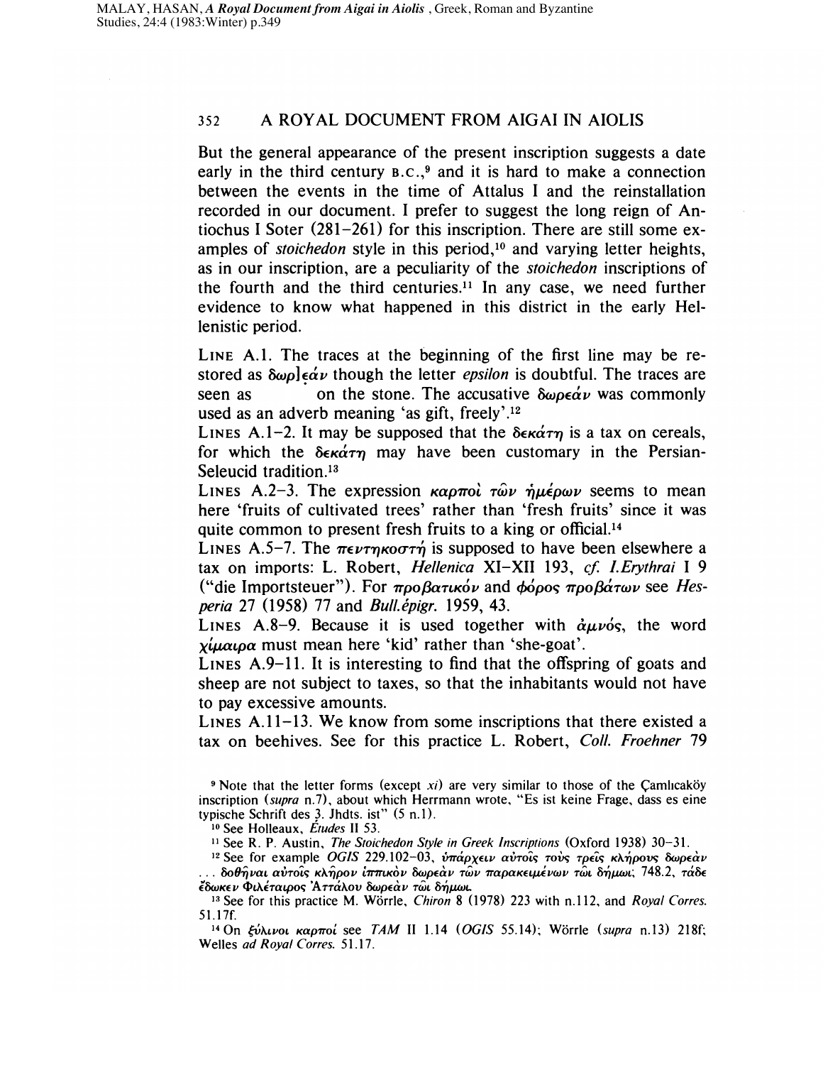But the general appearance of the present inscription suggests a date early in the third century B.C.,[9] and it is hard to make a connection between the events in the time of Attalus I and the reinstallation recorded in our document. I prefer to suggest the long reign of Antiochus I Soter (281–261) for this inscription. There are still some examples of *stoichedon* style in this period,[10] and varying letter heights, as in our inscription, are a peculiarity of the *stoichedon* inscriptions of the fourth and the third centuries.[11] In any case, we need further evidence to know what happened in this district in the early Hellenistic period.

LINE A.1. The traces at the beginning of the first line may be restored as δωρ]ε̣άν though the letter *epsilon* is doubtful. The traces are seen as on the stone. The accusative δωρεάν was commonly used as an adverb meaning 'as gift, freely'.[12]

LINES A.1–2. It may be supposed that the δεκάτη is a tax on cereals, for which the δεκάτη may have been customary in the Persian-Seleucid tradition.[13]

LINES A.2–3. The expression καρποὶ τῶν ἡμέρων seems to mean here 'fruits of cultivated trees' rather than 'fresh fruits' since it was quite common to present fresh fruits to a king or official.[14]

LINES A.5–7. The πεντηκοστή is supposed to have been elsewhere a tax on imports: L. Robert, *Hellenica* XI–XII 193, *cf. I.Erythrai* I 9 ("die Importsteuer"). For προβατικόν and φόρος προβάτων see *Hesperia* 27 (1958) 77 and *Bull.épigr.* 1959, 43.

LINES A.8–9. Because it is used together with ἀμνός, the word χίμαιρα must mean here 'kid' rather than 'she-goat'.

LINES A.9–11. It is interesting to find that the offspring of goats and sheep are not subject to taxes, so that the inhabitants would not have to pay excessive amounts.

LINES A.11–13. We know from some inscriptions that there existed a tax on beehives. See for this practice L. Robert, *Coll. Froehner* 79

---

[9] Note that the letter forms (except *xi*) are very similar to those of the Çamlıcaköy inscription (*supra* n.7), about which Herrmann wrote, "Es ist keine Frage, dass es eine typische Schrift des 3. Jhdts. ist" (5 n.1).

[10] See Holleaux, *Études* II 53.

[11] See R. P. Austin, *The Stoichedon Style in Greek Inscriptions* (Oxford 1938) 30–31.

[12] See for example *OGIS* 229.102–03, ὑπάρχειν αὐτοῖς τοὺς τρεῖς κλήρους δωρεὰν . . . δοθῆναι αὐτοῖς κλῆρον ἱππικὸν δωρεὰν τῶν παρακειμένων τῶι δήμωι; 748.2, τάδε ἔδωκεν Φιλέταιρος Ἀττάλου δωρεὰν τῶι δήμωι.

[13] See for this practice M. Wörrle, *Chiron* 8 (1978) 223 with n.112, and *Royal Corres.* 51.17f.

[14] On ξύλινοι καρποί see *TAM* II 1.14 (*OGIS* 55.14); Wörrle (*supra* n.13) 218f; Welles *ad Royal Corres.* 51.17.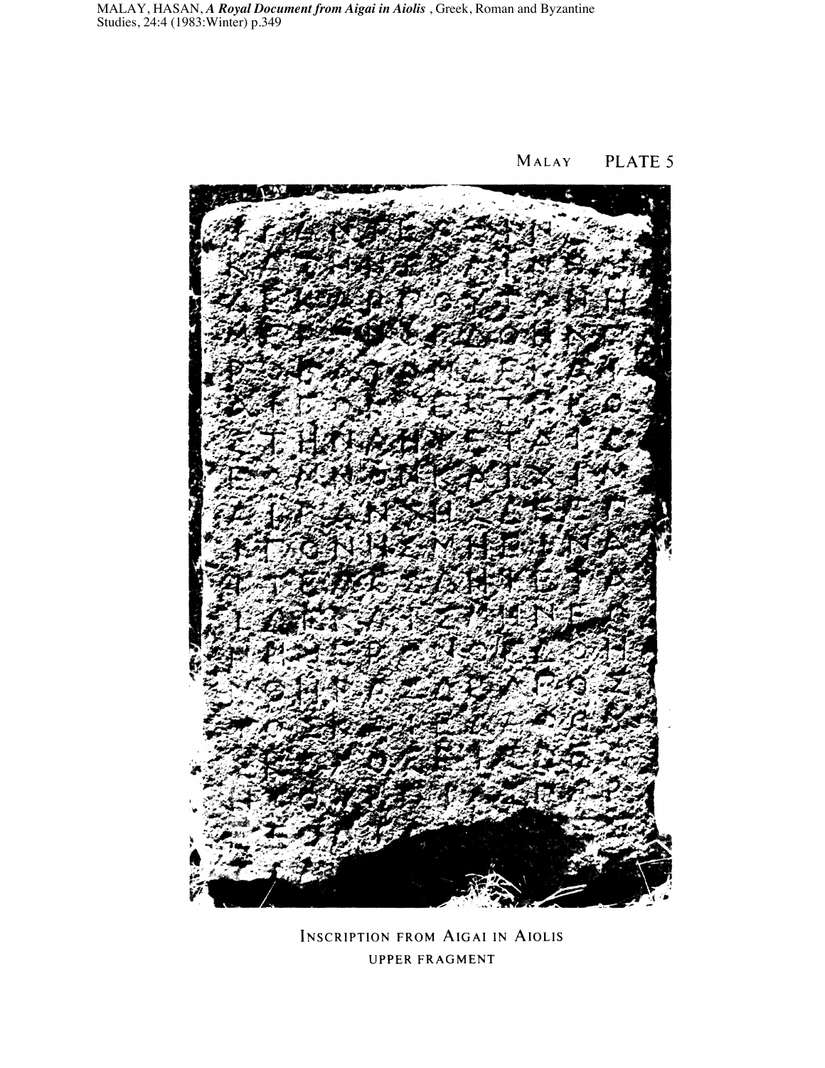Inscription from Aigai in Aiolis

upper fragment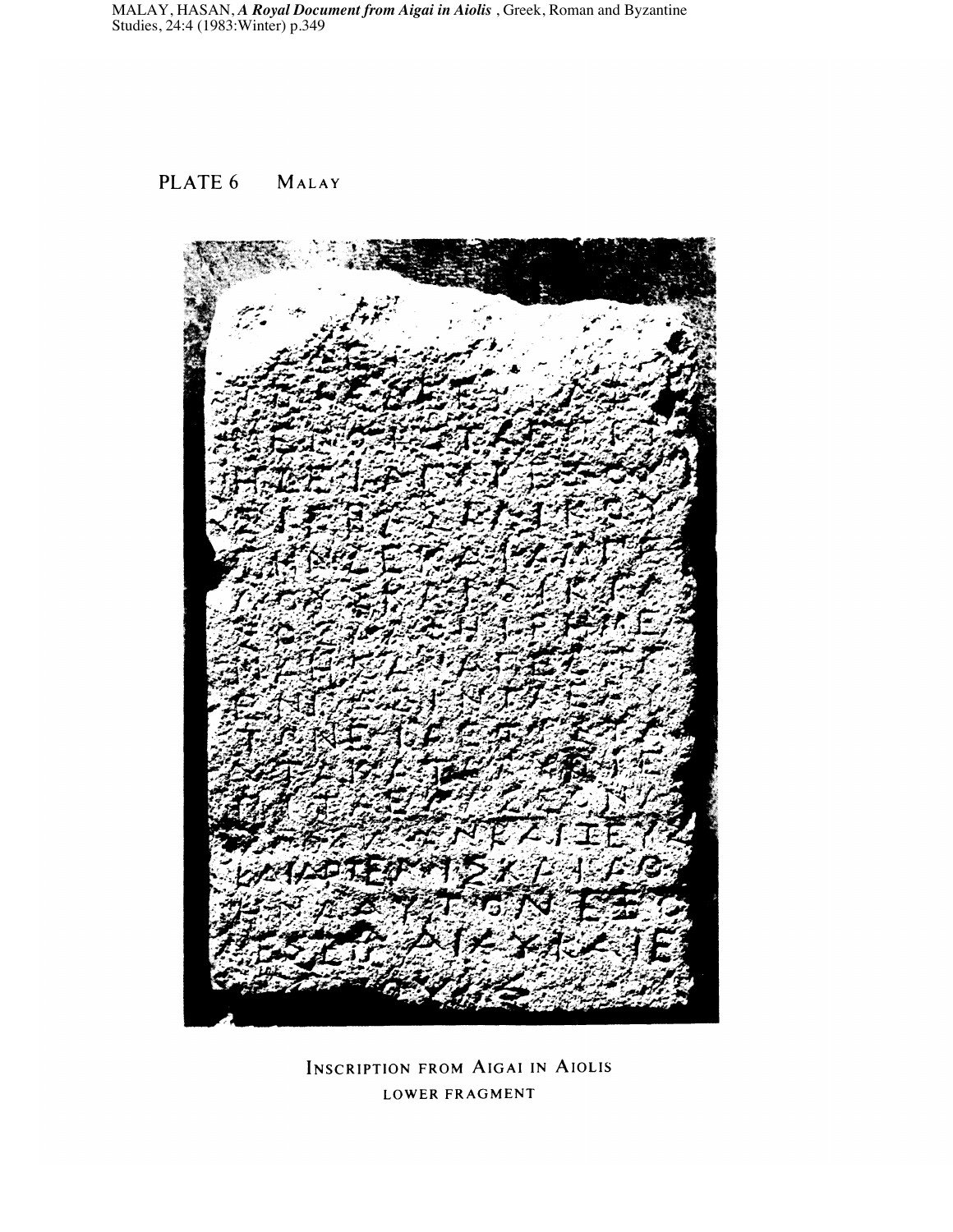PLATE 6 MALAY

INSCRIPTION FROM AIGAI IN AIOLIS
LOWER FRAGMENT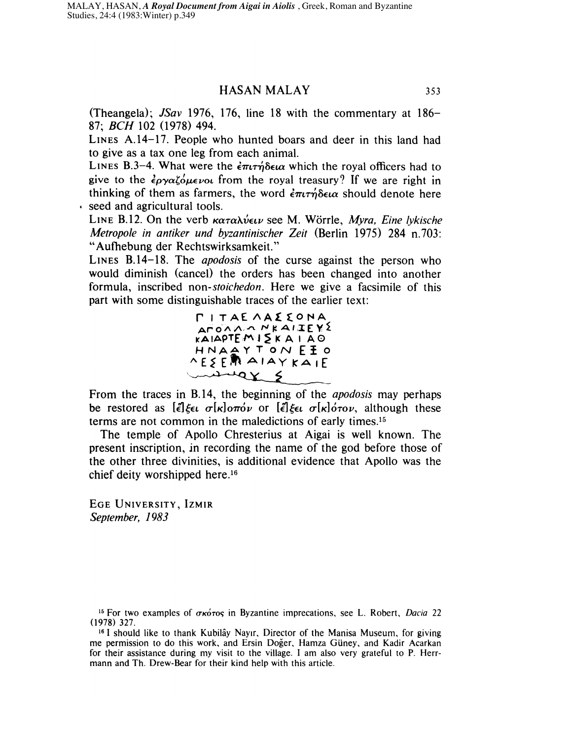(Theangela); *JSav* 1976, 176, line 18 with the commentary at 186–87; *BCH* 102 (1978) 494.

LINES A.14–17. People who hunted boars and deer in this land had to give as a tax one leg from each animal.

LINES B.3–4. What were the ἐπιτήδεια which the royal officers had to give to the ἐργαζόμενοι from the royal treasury? If we are right in thinking of them as farmers, the word ἐπιτήδεια should denote here seed and agricultural tools.

LINE B.12. On the verb καταλύειν see M. Wörrle, *Myra, Eine lykische Metropole in antiker und byzantinischer Zeit* (Berlin 1975) 284 n.703: "Aufhebung der Rechtswirksamkeit."

LINES B.14–18. The *apodosis* of the curse against the person who would diminish (cancel) the orders has been changed into another formula, inscribed non-*stoichedon*. Here we give a facsimile of this part with some distinguishable traces of the earlier text:

ΓΙΤΑΕΛΑΣΣΟΝΑ
ΑΓΟΛΛ ΝΚΑΙΣΕΥΣ
ΚΑΙΑΡΤΕΜΙΣΚΑΙΑΘ
ΗΝΑΑΥΤΟΝΕΞΟ
ΛΕΣΕ ΑΙΑΥΚΑΙΕ
ΟΥ Σ

From the traces in B.14, the beginning of the *apodosis* may perhaps be restored as [ἕ]ξει σ[κ]οπόν or [ἕ]ξει σ[κ]ότον, although these terms are not common in the maledictions of early times.[15]

The temple of Apollo Chresterius at Aigai is well known. The present inscription, in recording the name of the god before those of the other three divinities, is additional evidence that Apollo was the chief deity worshipped here.[16]

EGE UNIVERSITY, IZMIR
*September, 1983*

---

[15] For two examples of σκότος in Byzantine imprecations, see L. Robert, *Dacia* 22 (1978) 327.

[16] I should like to thank Kubilây Nayır, Director of the Manisa Museum, for giving me permission to do this work, and Ersin Doğer, Hamza Güney, and Kadir Acarkan for their assistance during my visit to the village. I am also very grateful to P. Herrmann and Th. Drew-Bear for their kind help with this article.